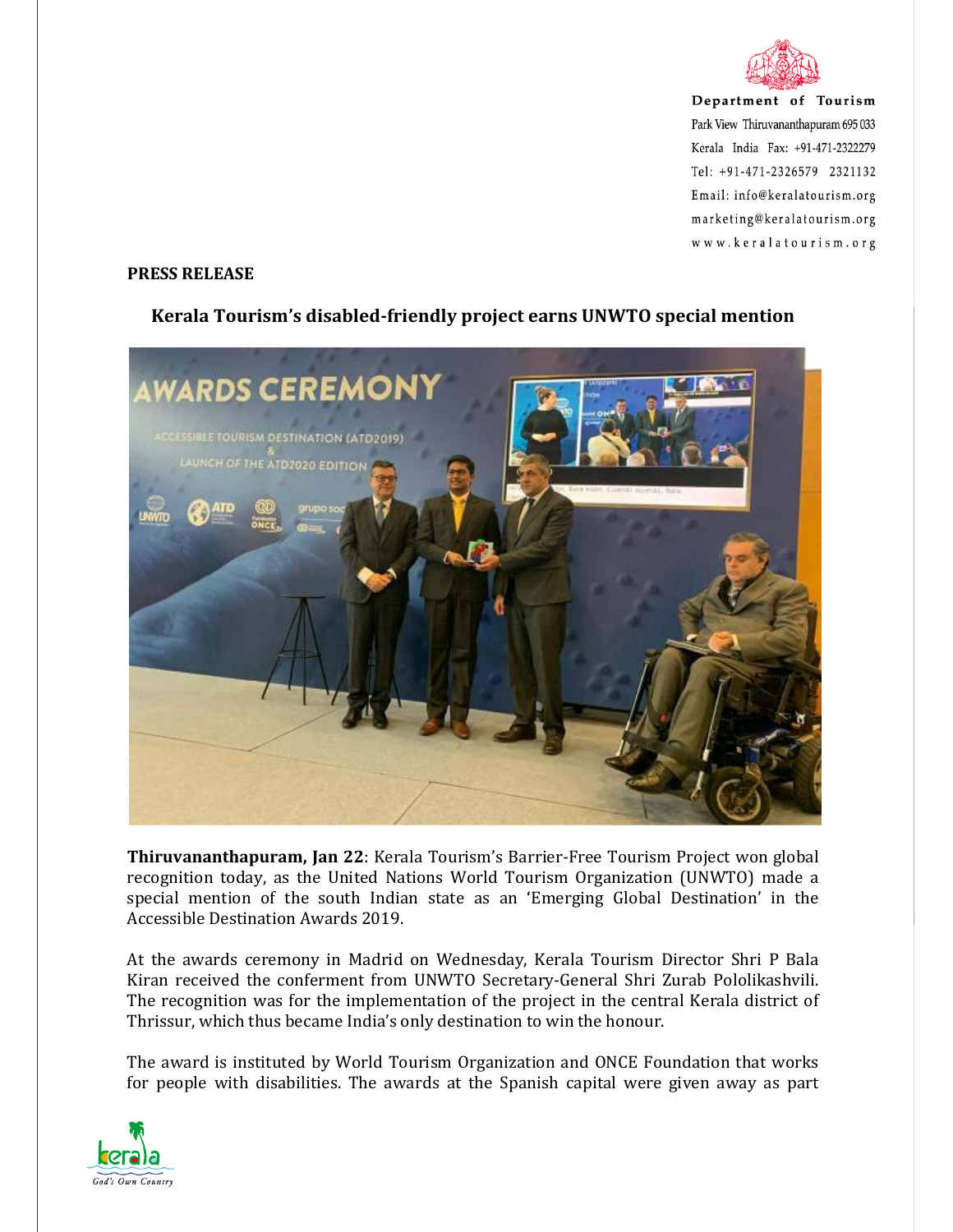Department of Tourism
Park View Thiruvananthapuram 695 033
Kerala India Fax: +91-471-2322279
Tel: +91-471-2326579 2321132
Email: info@keralatourism.org
marketing@keralatourism.org
www.keralatourism.org

**PRESS RELEASE**

## Kerala Tourism's disabled-friendly project earns UNWTO special mention

**Thiruvananthapuram, Jan 22**: Kerala Tourism's Barrier-Free Tourism Project won global recognition today, as the United Nations World Tourism Organization (UNWTO) made a special mention of the south Indian state as an 'Emerging Global Destination' in the Accessible Destination Awards 2019.

At the awards ceremony in Madrid on Wednesday, Kerala Tourism Director Shri P Bala Kiran received the conferment from UNWTO Secretary-General Shri Zurab Pololikashvili. The recognition was for the implementation of the project in the central Kerala district of Thrissur, which thus became India's only destination to win the honour.

The award is instituted by World Tourism Organization and ONCE Foundation that works for people with disabilities. The awards at the Spanish capital were given away as part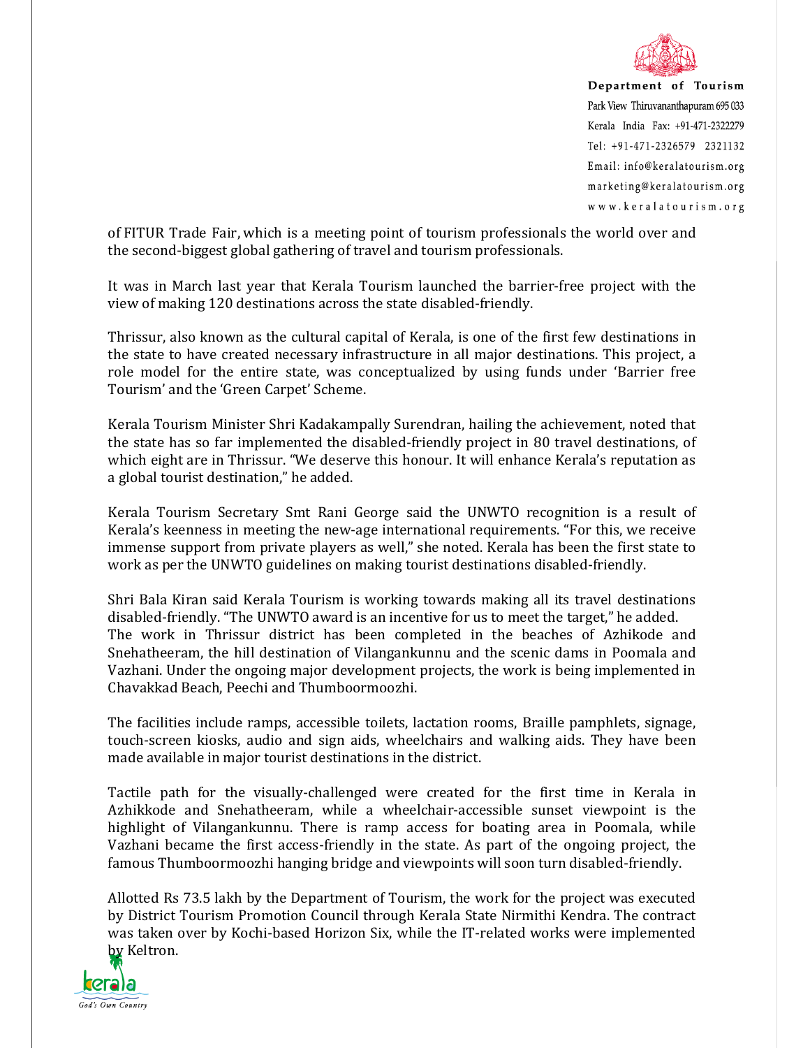of FITUR Trade Fair, which is a meeting point of tourism professionals the world over and the second-biggest global gathering of travel and tourism professionals.

It was in March last year that Kerala Tourism launched the barrier-free project with the view of making 120 destinations across the state disabled-friendly.

Thrissur, also known as the cultural capital of Kerala, is one of the first few destinations in the state to have created necessary infrastructure in all major destinations. This project, a role model for the entire state, was conceptualized by using funds under 'Barrier free Tourism' and the 'Green Carpet' Scheme.

Kerala Tourism Minister Shri Kadakampally Surendran, hailing the achievement, noted that the state has so far implemented the disabled-friendly project in 80 travel destinations, of which eight are in Thrissur. "We deserve this honour. It will enhance Kerala's reputation as a global tourist destination," he added.

Kerala Tourism Secretary Smt Rani George said the UNWTO recognition is a result of Kerala's keenness in meeting the new-age international requirements. "For this, we receive immense support from private players as well," she noted. Kerala has been the first state to work as per the UNWTO guidelines on making tourist destinations disabled-friendly.

Shri Bala Kiran said Kerala Tourism is working towards making all its travel destinations disabled-friendly. "The UNWTO award is an incentive for us to meet the target," he added.
The work in Thrissur district has been completed in the beaches of Azhikode and Snehatheeram, the hill destination of Vilangankunnu and the scenic dams in Poomala and Vazhani. Under the ongoing major development projects, the work is being implemented in Chavakkad Beach, Peechi and Thumboormoozhi.

The facilities include ramps, accessible toilets, lactation rooms, Braille pamphlets, signage, touch-screen kiosks, audio and sign aids, wheelchairs and walking aids. They have been made available in major tourist destinations in the district.

Tactile path for the visually-challenged were created for the first time in Kerala in Azhikkode and Snehatheeram, while a wheelchair-accessible sunset viewpoint is the highlight of Vilangankunnu. There is ramp access for boating area in Poomala, while Vazhani became the first access-friendly in the state. As part of the ongoing project, the famous Thumboormoozhi hanging bridge and viewpoints will soon turn disabled-friendly.

Allotted Rs 73.5 lakh by the Department of Tourism, the work for the project was executed by District Tourism Promotion Council through Kerala State Nirmithi Kendra. The contract was taken over by Kochi-based Horizon Six, while the IT-related works were implemented by Keltron.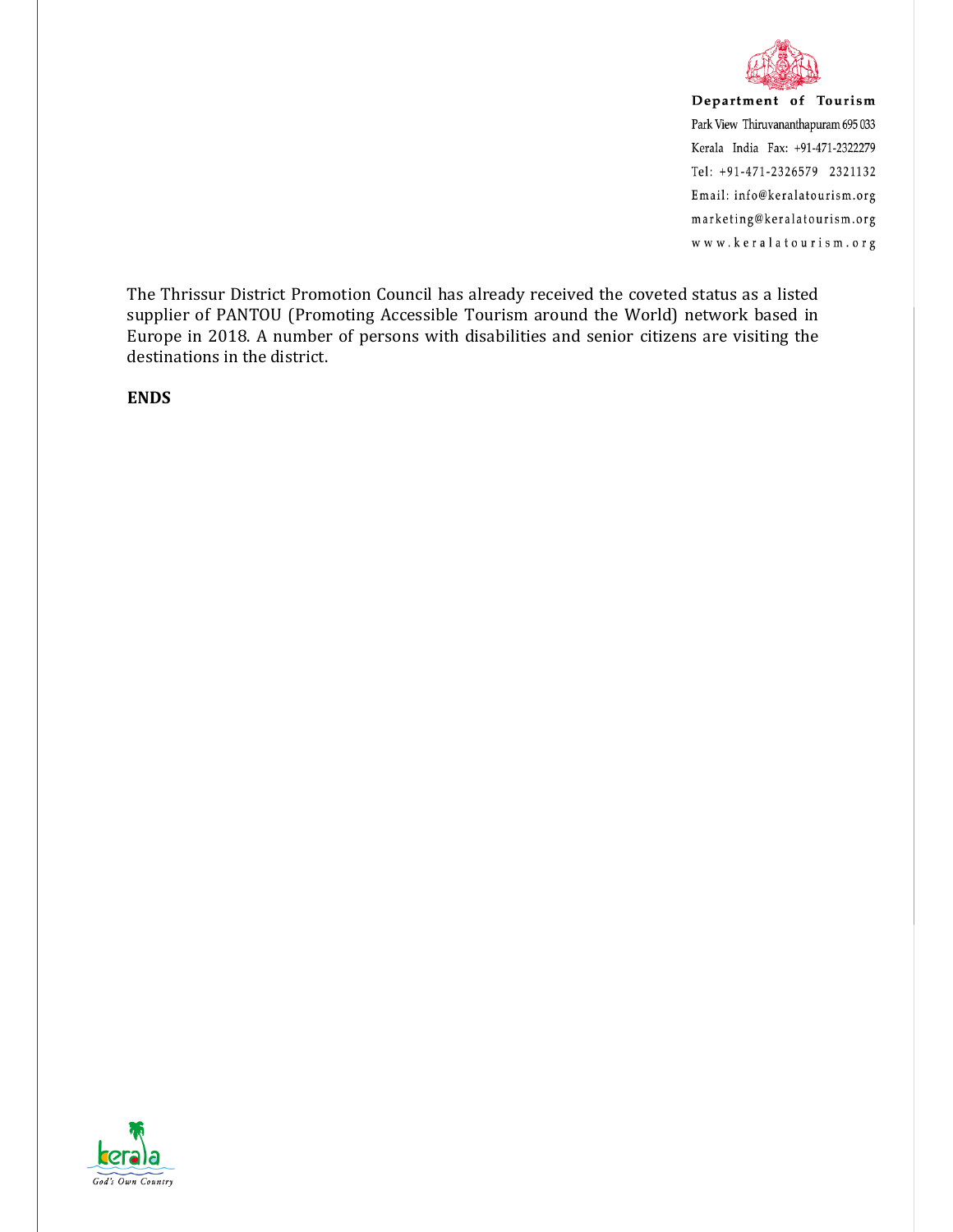The Thrissur District Promotion Council has already received the coveted status as a listed supplier of PANTOU (Promoting Accessible Tourism around the World) network based in Europe in 2018. A number of persons with disabilities and senior citizens are visiting the destinations in the district.

**ENDS**